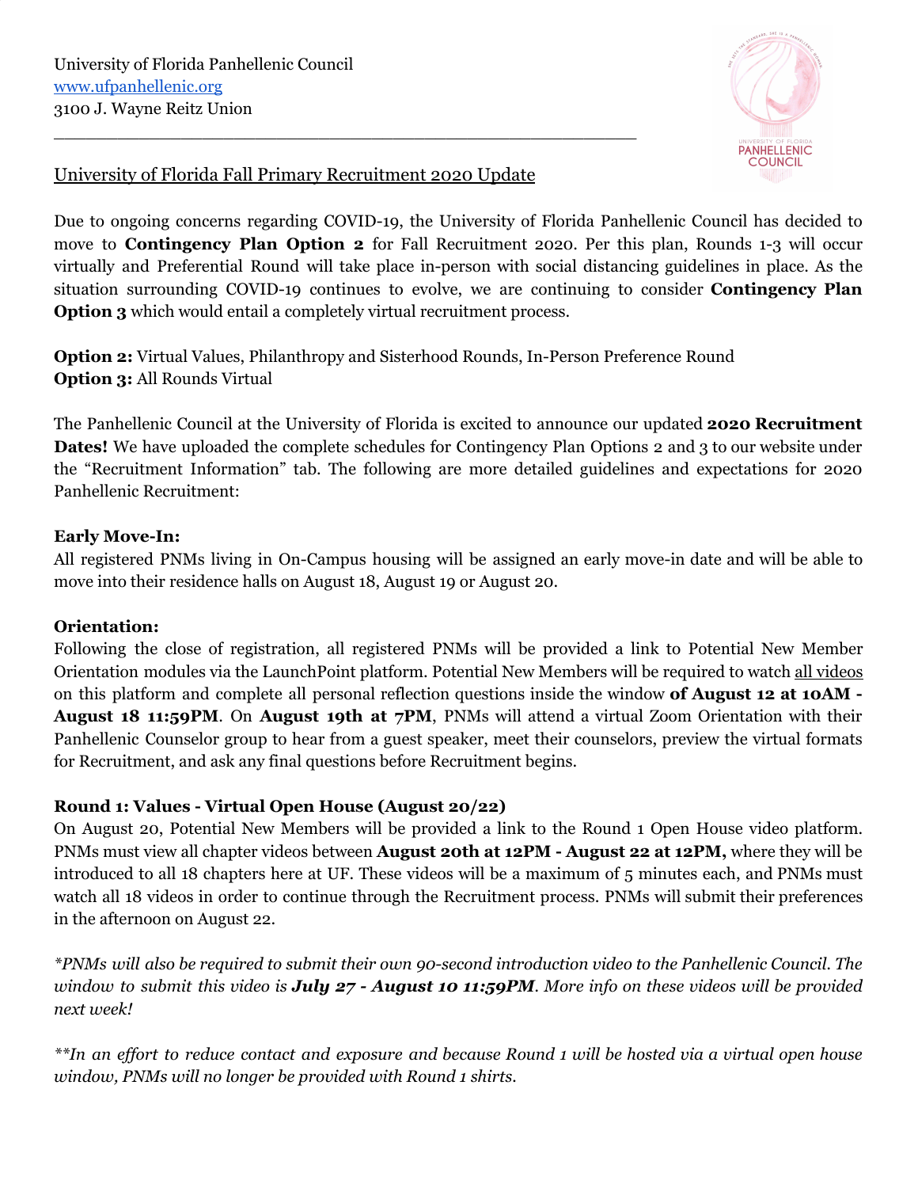University of Florida Panhellenic Council
[www.ufpanhellenic.org](http://www.ufpanhellenic.org)
3100 J. Wayne Reitz Union

---

University of Florida Fall Primary Recruitment 2020 Update

Due to ongoing concerns regarding COVID-19, the University of Florida Panhellenic Council has decided to move to **Contingency Plan Option 2** for Fall Recruitment 2020. Per this plan, Rounds 1-3 will occur virtually and Preferential Round will take place in-person with social distancing guidelines in place. As the situation surrounding COVID-19 continues to evolve, we are continuing to consider **Contingency Plan Option 3** which would entail a completely virtual recruitment process.

**Option 2:** Virtual Values, Philanthropy and Sisterhood Rounds, In-Person Preference Round
**Option 3:** All Rounds Virtual

The Panhellenic Council at the University of Florida is excited to announce our updated **2020 Recruitment Dates!** We have uploaded the complete schedules for Contingency Plan Options 2 and 3 to our website under the "Recruitment Information" tab. The following are more detailed guidelines and expectations for 2020 Panhellenic Recruitment:

**Early Move-In:**
All registered PNMs living in On-Campus housing will be assigned an early move-in date and will be able to move into their residence halls on August 18, August 19 or August 20.

**Orientation:**
Following the close of registration, all registered PNMs will be provided a link to Potential New Member Orientation modules via the LaunchPoint platform. Potential New Members will be required to watch all videos on this platform and complete all personal reflection questions inside the window **of August 12 at 10AM - August 18 11:59PM**. On **August 19th at 7PM**, PNMs will attend a virtual Zoom Orientation with their Panhellenic Counselor group to hear from a guest speaker, meet their counselors, preview the virtual formats for Recruitment, and ask any final questions before Recruitment begins.

**Round 1: Values - Virtual Open House (August 20/22)**
On August 20, Potential New Members will be provided a link to the Round 1 Open House video platform. PNMs must view all chapter videos between **August 20th at 12PM - August 22 at 12PM,** where they will be introduced to all 18 chapters here at UF. These videos will be a maximum of 5 minutes each, and PNMs must watch all 18 videos in order to continue through the Recruitment process. PNMs will submit their preferences in the afternoon on August 22.

*\*PNMs will also be required to submit their own 90-second introduction video to the Panhellenic Council. The window to submit this video is **July 27 - August 10 11:59PM**. More info on these videos will be provided next week!*

*\*\*In an effort to reduce contact and exposure and because Round 1 will be hosted via a virtual open house window, PNMs will no longer be provided with Round 1 shirts.*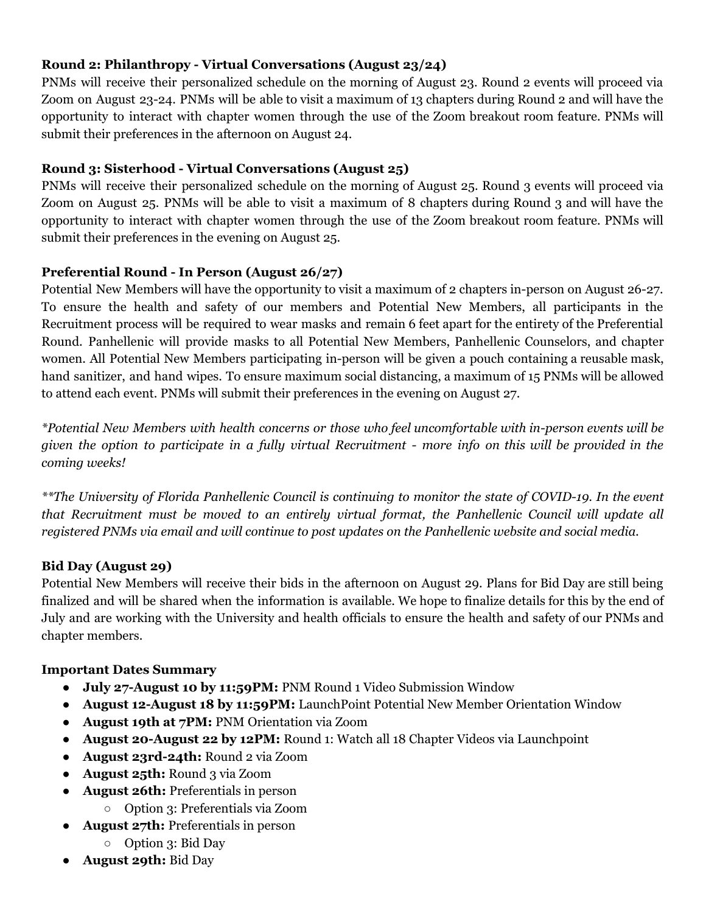**Round 2: Philanthropy - Virtual Conversations (August 23/24)**

PNMs will receive their personalized schedule on the morning of August 23. Round 2 events will proceed via Zoom on August 23-24. PNMs will be able to visit a maximum of 13 chapters during Round 2 and will have the opportunity to interact with chapter women through the use of the Zoom breakout room feature. PNMs will submit their preferences in the afternoon on August 24.

**Round 3: Sisterhood - Virtual Conversations (August 25)**

PNMs will receive their personalized schedule on the morning of August 25. Round 3 events will proceed via Zoom on August 25. PNMs will be able to visit a maximum of 8 chapters during Round 3 and will have the opportunity to interact with chapter women through the use of the Zoom breakout room feature. PNMs will submit their preferences in the evening on August 25.

**Preferential Round - In Person (August 26/27)**

Potential New Members will have the opportunity to visit a maximum of 2 chapters in-person on August 26-27. To ensure the health and safety of our members and Potential New Members, all participants in the Recruitment process will be required to wear masks and remain 6 feet apart for the entirety of the Preferential Round. Panhellenic will provide masks to all Potential New Members, Panhellenic Counselors, and chapter women. All Potential New Members participating in-person will be given a pouch containing a reusable mask, hand sanitizer, and hand wipes. To ensure maximum social distancing, a maximum of 15 PNMs will be allowed to attend each event. PNMs will submit their preferences in the evening on August 27.

**Potential New Members with health concerns or those who feel uncomfortable with in-person events will be given the option to participate in a fully virtual Recruitment - more info on this will be provided in the coming weeks!*

***The University of Florida Panhellenic Council is continuing to monitor the state of COVID-19. In the event that Recruitment must be moved to an entirely virtual format, the Panhellenic Council will update all registered PNMs via email and will continue to post updates on the Panhellenic website and social media.*

**Bid Day (August 29)**

Potential New Members will receive their bids in the afternoon on August 29. Plans for Bid Day are still being finalized and will be shared when the information is available. We hope to finalize details for this by the end of July and are working with the University and health officials to ensure the health and safety of our PNMs and chapter members.

**Important Dates Summary**

- **July 27-August 10 by 11:59PM:** PNM Round 1 Video Submission Window
- **August 12-August 18 by 11:59PM:** LaunchPoint Potential New Member Orientation Window
- **August 19th at 7PM:** PNM Orientation via Zoom
- **August 20-August 22 by 12PM:** Round 1: Watch all 18 Chapter Videos via Launchpoint
- **August 23rd-24th:** Round 2 via Zoom
- **August 25th:** Round 3 via Zoom
- **August 26th:** Preferentials in person
  - Option 3: Preferentials via Zoom
- **August 27th:** Preferentials in person
  - Option 3: Bid Day
- **August 29th:** Bid Day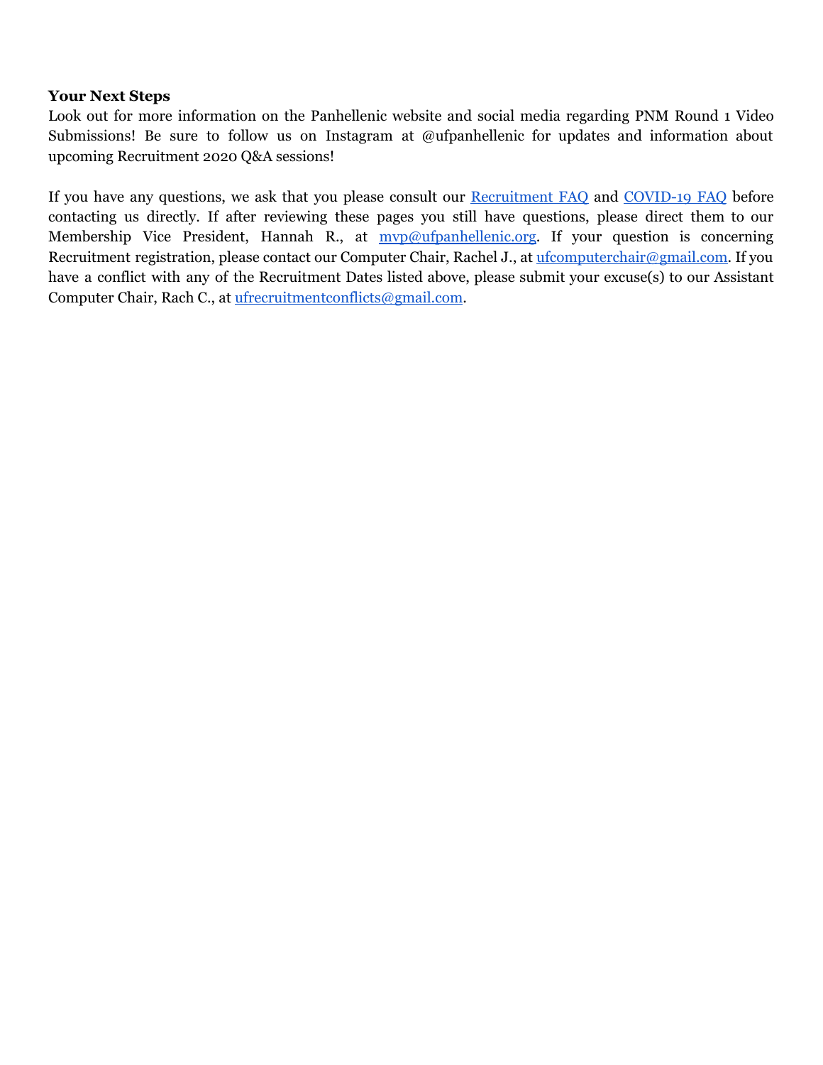**Your Next Steps**

Look out for more information on the Panhellenic website and social media regarding PNM Round 1 Video Submissions! Be sure to follow us on Instagram at @ufpanhellenic for updates and information about upcoming Recruitment 2020 Q&A sessions!

If you have any questions, we ask that you please consult our Recruitment FAQ and COVID-19 FAQ before contacting us directly. If after reviewing these pages you still have questions, please direct them to our Membership Vice President, Hannah R., at mvp@ufpanhellenic.org. If your question is concerning Recruitment registration, please contact our Computer Chair, Rachel J., at ufcomputerchair@gmail.com. If you have a conflict with any of the Recruitment Dates listed above, please submit your excuse(s) to our Assistant Computer Chair, Rach C., at ufrecruitmentconflicts@gmail.com.